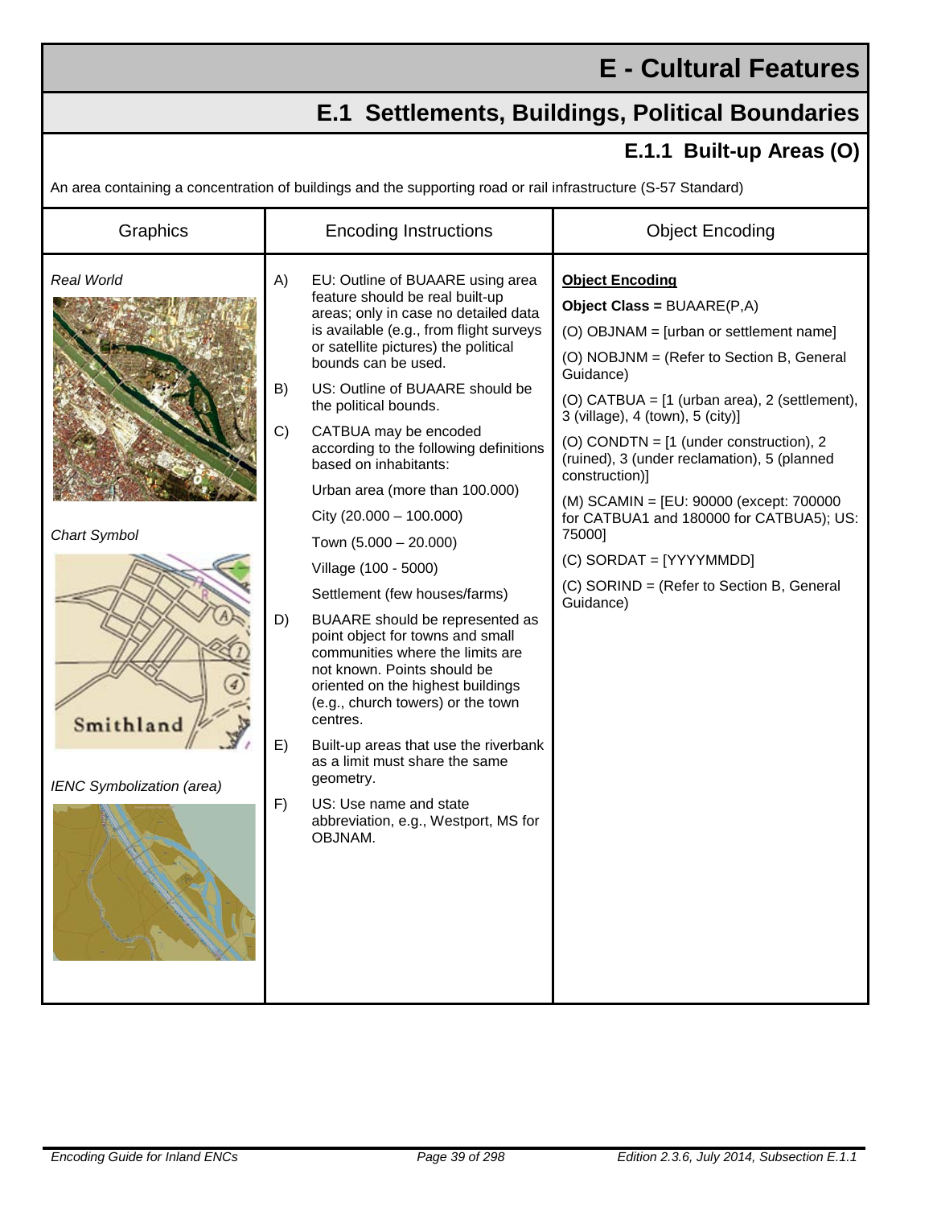# E - Cultural Features

## E.1 Settlements, Buildings, Political Boundaries

### E.1.1 Built-up Areas (O)

An area containing a concentration of buildings and the supporting road or rail infrastructure (S-57 Standard)

| Graphics | Encoding Instructions | Object Encoding |
|---|---|---|
| *Real World*<br><br>*Chart Symbol*<br><br>Smithland<br><br>*IENC Symbolization (area)* | A) EU: Outline of BUAARE using area feature should be real built-up areas; only in case no detailed data is available (e.g., from flight surveys or satellite pictures) the political bounds can be used.<br><br>B) US: Outline of BUAARE should be the political bounds.<br><br>C) CATBUA may be encoded according to the following definitions based on inhabitants:<br>Urban area (more than 100.000)<br>City (20.000 – 100.000)<br>Town (5.000 – 20.000)<br>Village (100 - 5000)<br>Settlement (few houses/farms)<br><br>D) BUAARE should be represented as point object for towns and small communities where the limits are not known. Points should be oriented on the highest buildings (e.g., church towers) or the town centres.<br><br>E) Built-up areas that use the riverbank as a limit must share the same geometry.<br><br>F) US: Use name and state abbreviation, e.g., Westport, MS for OBJNAM. | **Object Encoding**<br><br>**Object Class =** BUAARE(P,A)<br><br>(O) OBJNAM = [urban or settlement name]<br><br>(O) NOBJNM = (Refer to Section B, General Guidance)<br><br>(O) CATBUA = [1 (urban area), 2 (settlement), 3 (village), 4 (town), 5 (city)]<br><br>(O) CONDTN = [1 (under construction), 2 (ruined), 3 (under reclamation), 5 (planned construction)]<br><br>(M) SCAMIN = [EU: 90000 (except: 700000 for CATBUA1 and 180000 for CATBUA5); US: 75000]<br><br>(C) SORDAT = [YYYYMMDD]<br><br>(C) SORIND = (Refer to Section B, General Guidance) |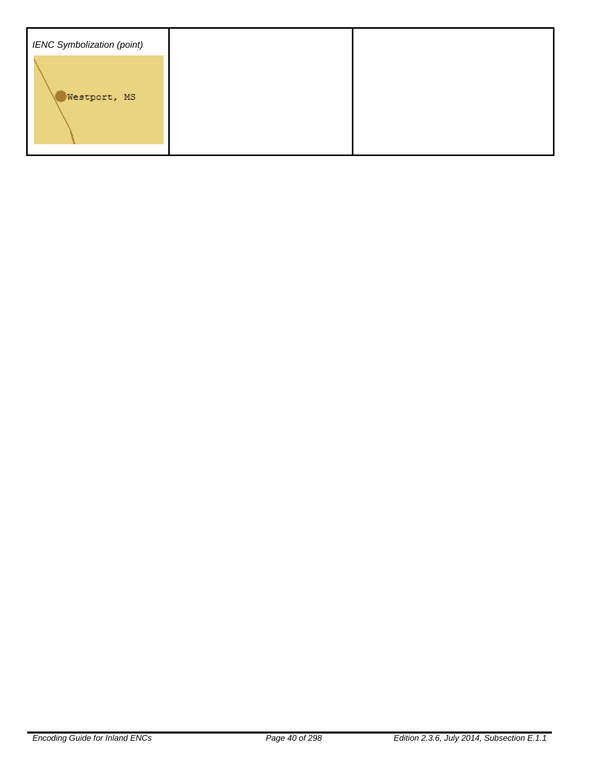| | | |
|---|---|---|
| *IENC Symbolization (point)* | | |